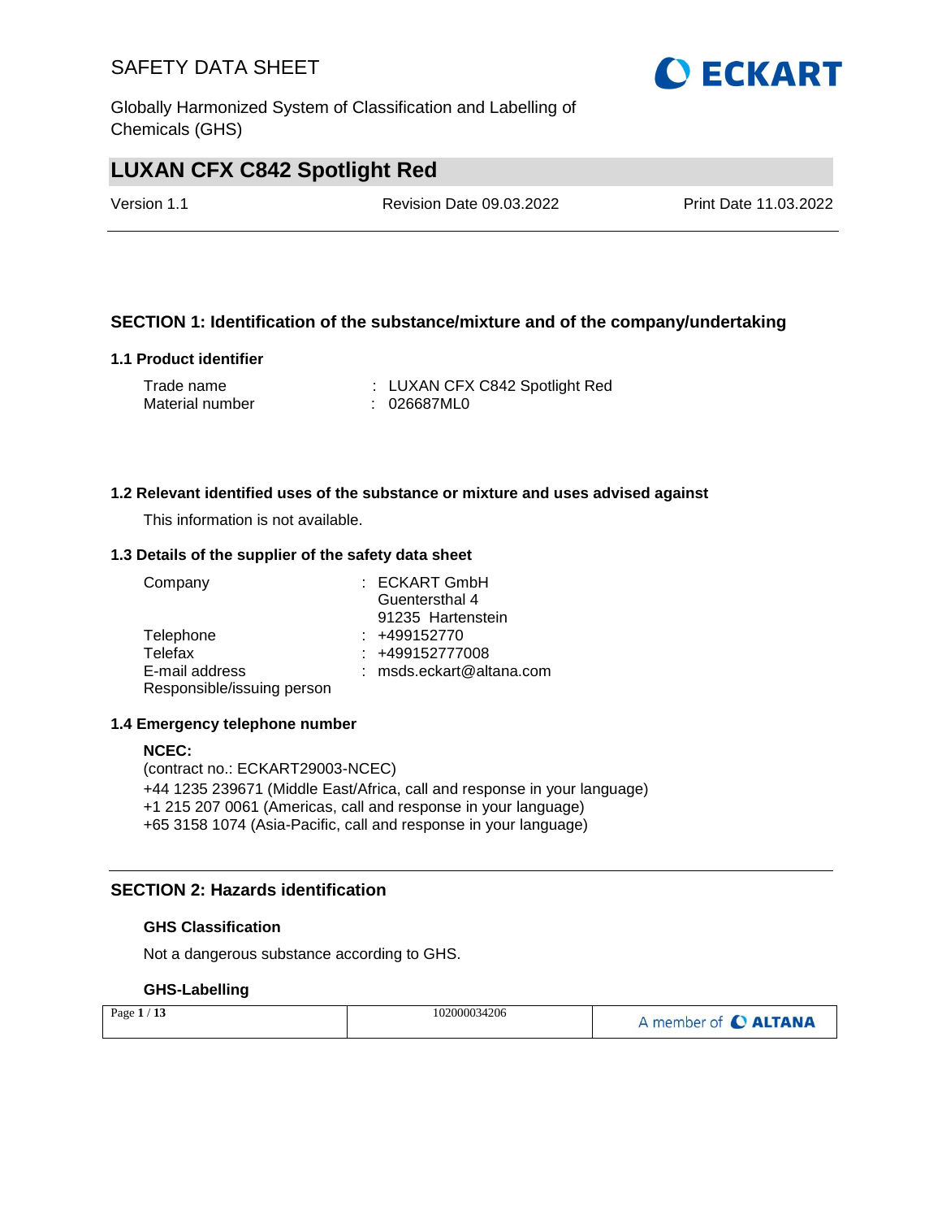# LUXAN CFX C842 Spotlight Red

Version 1.1 | Revision Date 09.03.2022 | Print Date 11.03.2022

## SECTION 1: Identification of the substance/mixture and of the company/undertaking

### 1.1 Product identifier

Trade name : LUXAN CFX C842 Spotlight Red
Material number : 026687ML0

### 1.2 Relevant identified uses of the substance or mixture and uses advised against

This information is not available.

### 1.3 Details of the supplier of the safety data sheet

Company : ECKART GmbH
Guentersthal 4
91235 Hartenstein
Telephone : +499152770
Telefax : +499152777008
E-mail address : msds.eckart@altana.com
Responsible/issuing person

### 1.4 Emergency telephone number

**NCEC:**
(contract no.: ECKART29003-NCEC)
+44 1235 239671 (Middle East/Africa, call and response in your language)
+1 215 207 0061 (Americas, call and response in your language)
+65 3158 1074 (Asia-Pacific, call and response in your language)

## SECTION 2: Hazards identification

### GHS Classification

Not a dangerous substance according to GHS.

### GHS-Labelling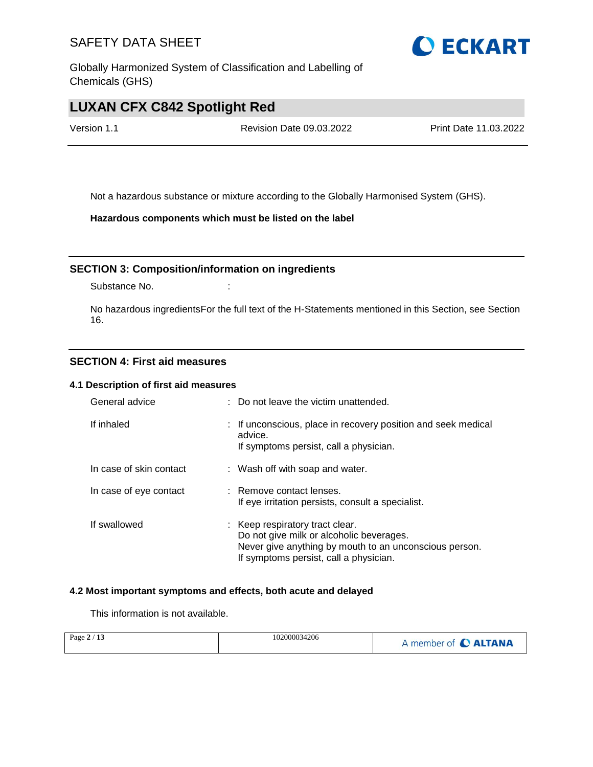Not a hazardous substance or mixture according to the Globally Harmonised System (GHS).

**Hazardous components which must be listed on the label**

## SECTION 3: Composition/information on ingredients

Substance No. :

No hazardous ingredientsFor the full text of the H-Statements mentioned in this Section, see Section 16.

## SECTION 4: First aid measures

### 4.1 Description of first aid measures

| | |
|---|---|
| General advice | : Do not leave the victim unattended. |
| If inhaled | : If unconscious, place in recovery position and seek medical advice.<br>If symptoms persist, call a physician. |
| In case of skin contact | : Wash off with soap and water. |
| In case of eye contact | : Remove contact lenses.<br>If eye irritation persists, consult a specialist. |
| If swallowed | : Keep respiratory tract clear.<br>Do not give milk or alcoholic beverages.<br>Never give anything by mouth to an unconscious person.<br>If symptoms persist, call a physician. |

### 4.2 Most important symptoms and effects, both acute and delayed

This information is not available.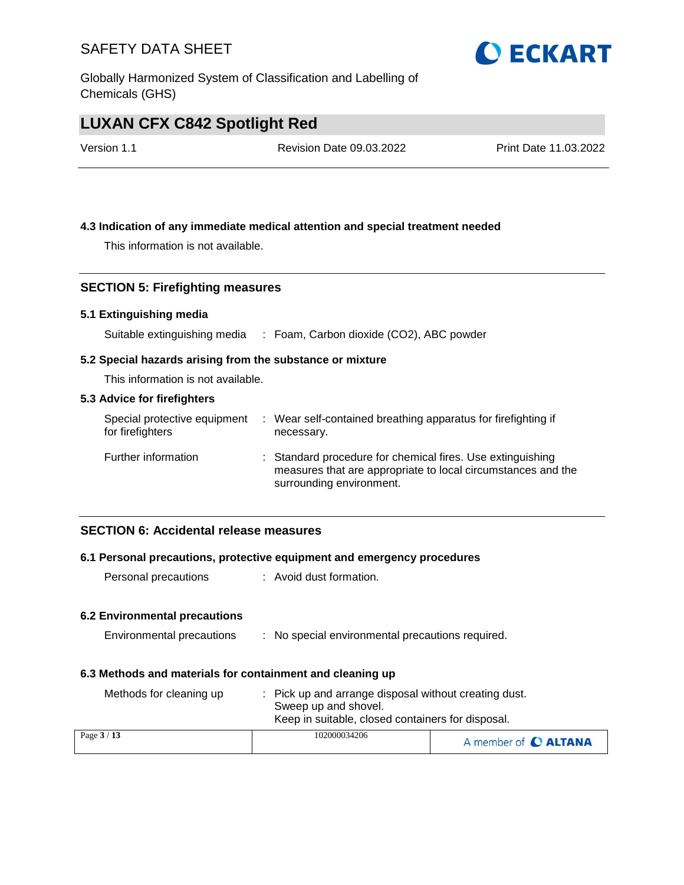### 4.3 Indication of any immediate medical attention and special treatment needed

This information is not available.

## SECTION 5: Firefighting measures

### 5.1 Extinguishing media

| | |
|---|---|
| Suitable extinguishing media | : Foam, Carbon dioxide ($CO_2$), ABC powder |

### 5.2 Special hazards arising from the substance or mixture

This information is not available.

### 5.3 Advice for firefighters

| | |
|---|---|
| Special protective equipment for firefighters | : Wear self-contained breathing apparatus for firefighting if necessary. |
| Further information | : Standard procedure for chemical fires. Use extinguishing measures that are appropriate to local circumstances and the surrounding environment. |

## SECTION 6: Accidental release measures

### 6.1 Personal precautions, protective equipment and emergency procedures

| | |
|---|---|
| Personal precautions | : Avoid dust formation. |

### 6.2 Environmental precautions

| | |
|---|---|
| Environmental precautions | : No special environmental precautions required. |

### 6.3 Methods and materials for containment and cleaning up

| | |
|---|---|
| Methods for cleaning up | : Pick up and arrange disposal without creating dust. Sweep up and shovel. Keep in suitable, closed containers for disposal. |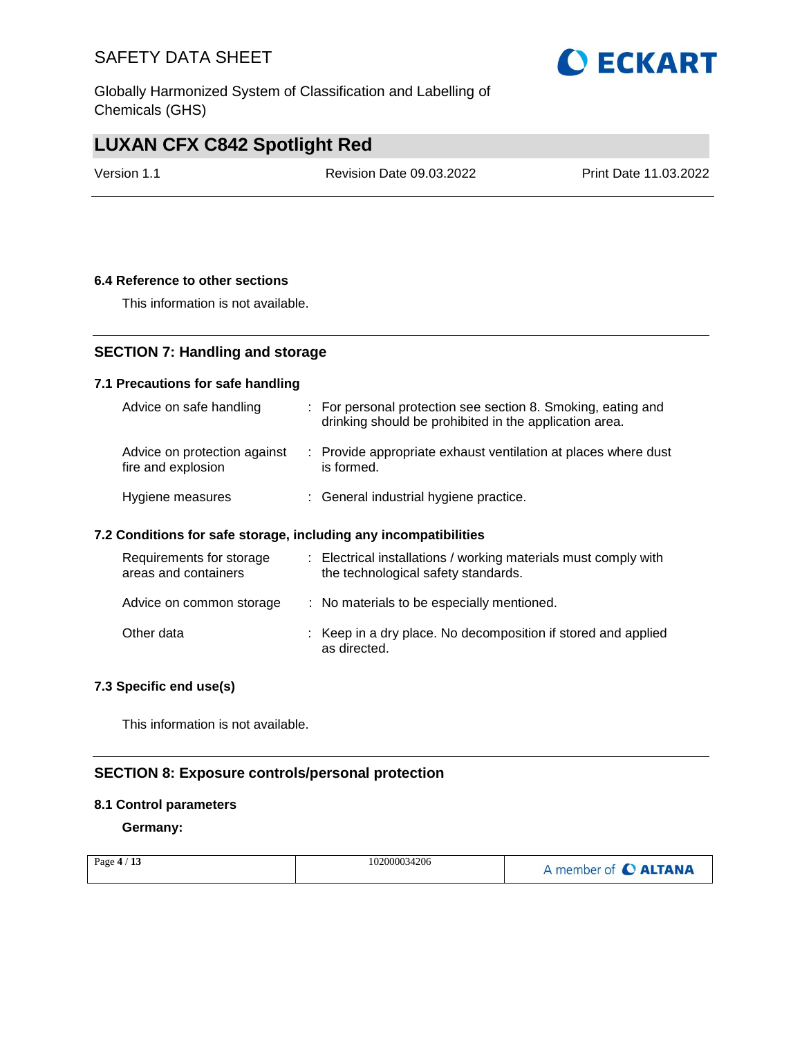### 6.4 Reference to other sections

This information is not available.

## SECTION 7: Handling and storage

### 7.1 Precautions for safe handling

| | |
|---|---|
| Advice on safe handling | : For personal protection see section 8. Smoking, eating and drinking should be prohibited in the application area. |
| Advice on protection against fire and explosion | : Provide appropriate exhaust ventilation at places where dust is formed. |
| Hygiene measures | : General industrial hygiene practice. |

### 7.2 Conditions for safe storage, including any incompatibilities

| | |
|---|---|
| Requirements for storage areas and containers | : Electrical installations / working materials must comply with the technological safety standards. |
| Advice on common storage | : No materials to be especially mentioned. |
| Other data | : Keep in a dry place. No decomposition if stored and applied as directed. |

### 7.3 Specific end use(s)

This information is not available.

## SECTION 8: Exposure controls/personal protection

### 8.1 Control parameters

**Germany:**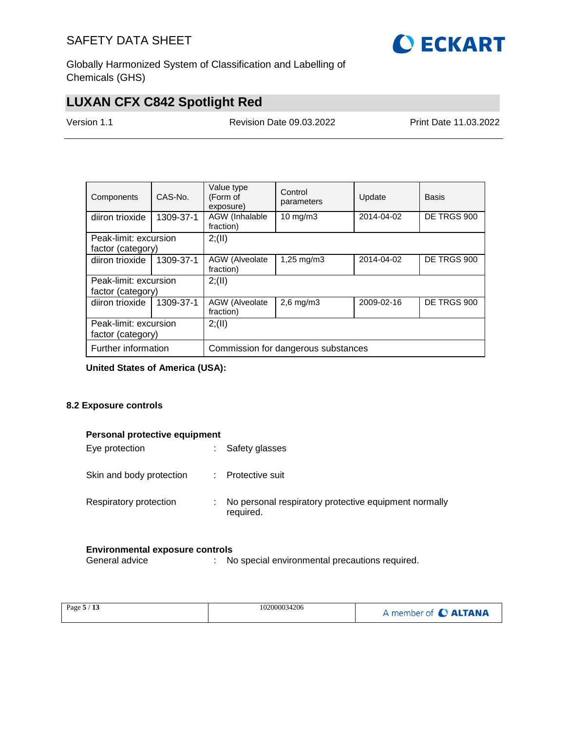| Components | CAS-No. | Value type (Form of exposure) | Control parameters | Update | Basis |
|---|---|---|---|---|---|
| diiron trioxide | 1309-37-1 | AGW (Inhalable fraction) | 10 mg/m3 | 2014-04-02 | DE TRGS 900 |
| Peak-limit: excursion factor (category) | | 2;(II) | | | |
| diiron trioxide | 1309-37-1 | AGW (Alveolate fraction) | 1,25 mg/m3 | 2014-04-02 | DE TRGS 900 |
| Peak-limit: excursion factor (category) | | 2;(II) | | | |
| diiron trioxide | 1309-37-1 | AGW (Alveolate fraction) | 2,6 mg/m3 | 2009-02-16 | DE TRGS 900 |
| Peak-limit: excursion factor (category) | | 2;(II) | | | |
| Further information | | Commission for dangerous substances | | | |

**United States of America (USA):**

### 8.2 Exposure controls

**Personal protective equipment**

Eye protection : Safety glasses

Skin and body protection : Protective suit

Respiratory protection : No personal respiratory protective equipment normally required.

**Environmental exposure controls**

General advice : No special environmental precautions required.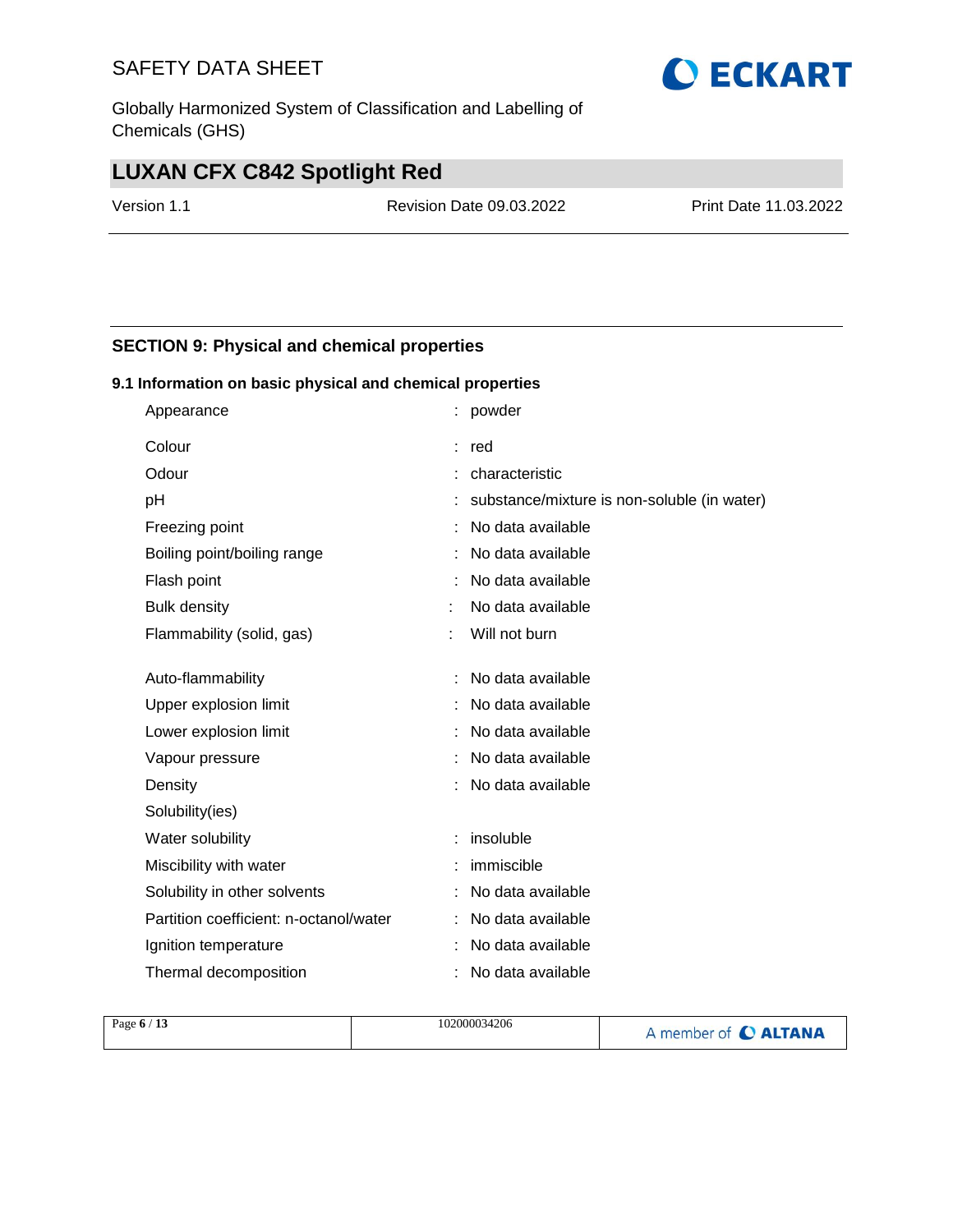## SECTION 9: Physical and chemical properties

### 9.1 Information on basic physical and chemical properties

| Property | Value |
|---|---|
| Appearance | powder |
| Colour | red |
| Odour | characteristic |
| pH | substance/mixture is non-soluble (in water) |
| Freezing point | No data available |
| Boiling point/boiling range | No data available |
| Flash point | No data available |
| Bulk density | No data available |
| Flammability (solid, gas) | Will not burn |
| Auto-flammability | No data available |
| Upper explosion limit | No data available |
| Lower explosion limit | No data available |
| Vapour pressure | No data available |
| Density | No data available |
| Solubility(ies) | |
| Water solubility | insoluble |
| Miscibility with water | immiscible |
| Solubility in other solvents | No data available |
| Partition coefficient: n-octanol/water | No data available |
| Ignition temperature | No data available |
| Thermal decomposition | No data available |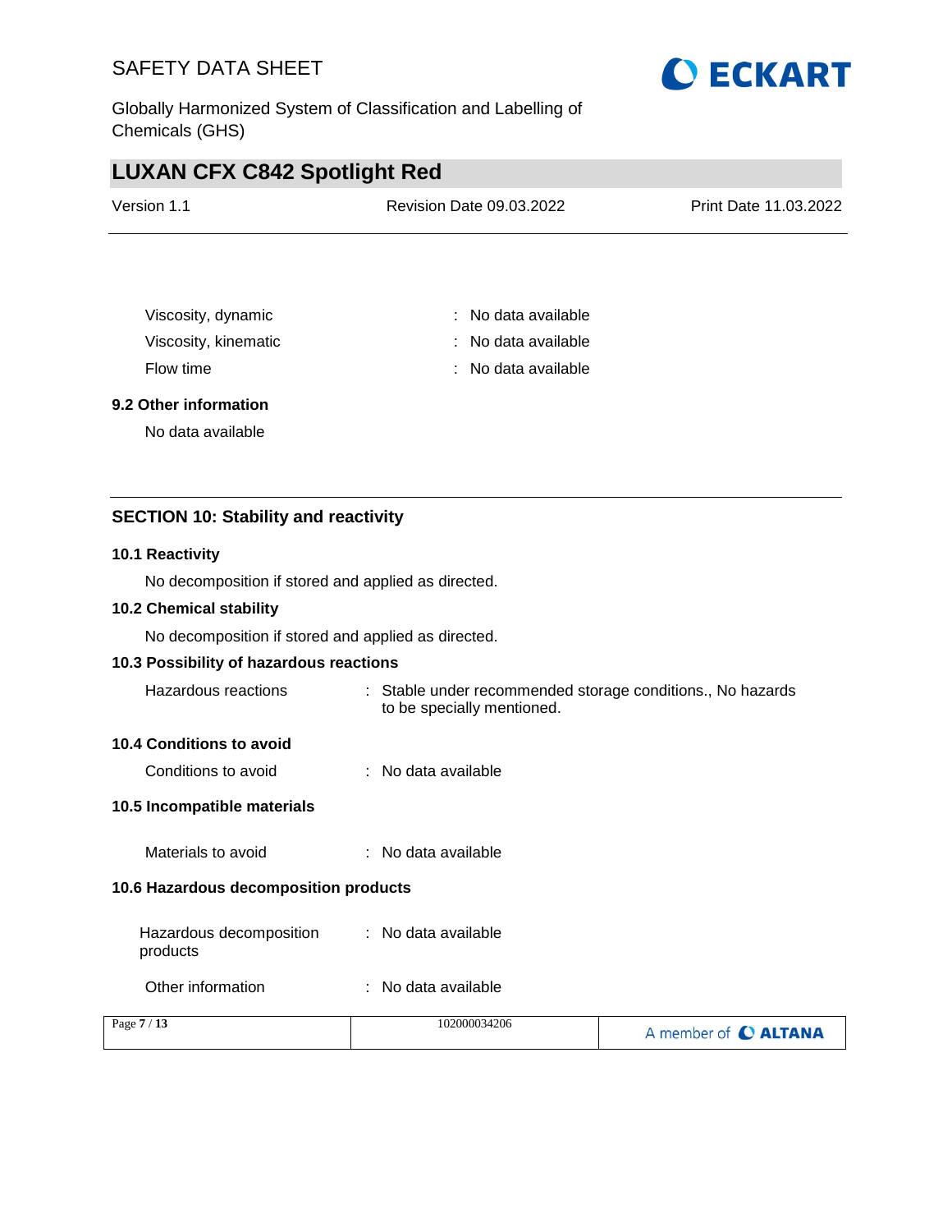Viscosity, dynamic : No data available

Viscosity, kinematic : No data available

Flow time : No data available

### 9.2 Other information

No data available

## SECTION 10: Stability and reactivity

### 10.1 Reactivity

No decomposition if stored and applied as directed.

### 10.2 Chemical stability

No decomposition if stored and applied as directed.

### 10.3 Possibility of hazardous reactions

Hazardous reactions : Stable under recommended storage conditions., No hazards to be specially mentioned.

### 10.4 Conditions to avoid

Conditions to avoid : No data available

### 10.5 Incompatible materials

Materials to avoid : No data available

### 10.6 Hazardous decomposition products

Hazardous decomposition products : No data available

Other information : No data available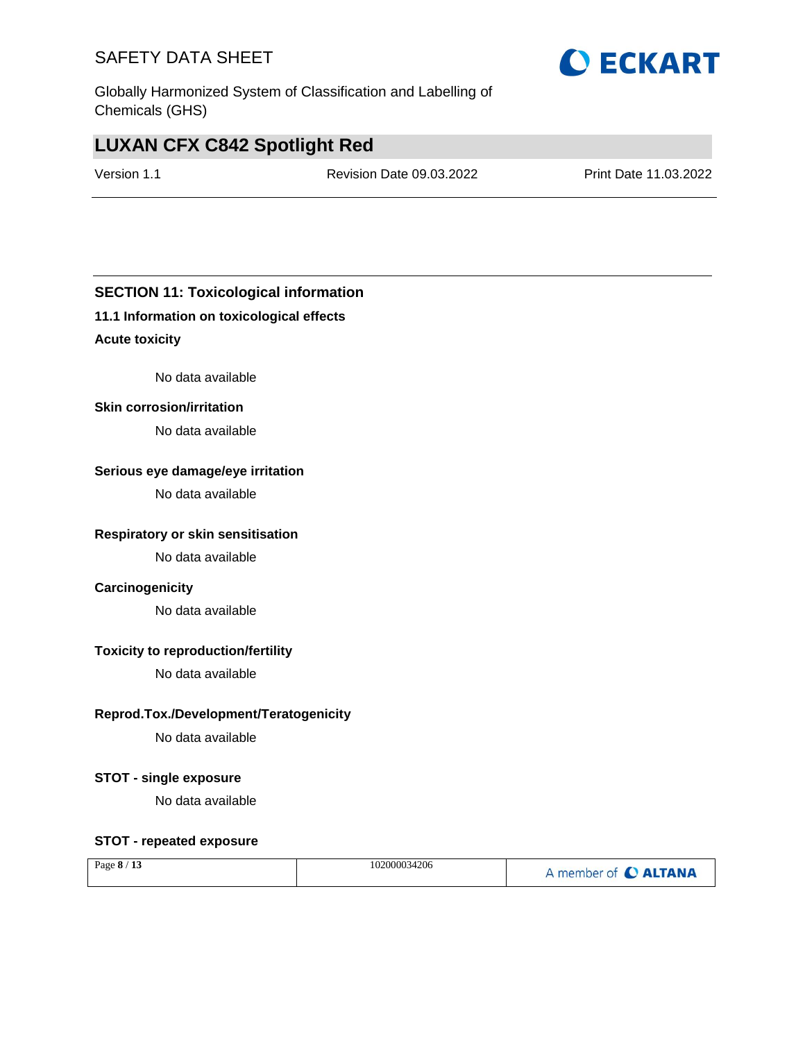## SECTION 11: Toxicological information

### 11.1 Information on toxicological effects

**Acute toxicity**

No data available

**Skin corrosion/irritation**

No data available

**Serious eye damage/eye irritation**

No data available

**Respiratory or skin sensitisation**

No data available

**Carcinogenicity**

No data available

**Toxicity to reproduction/fertility**

No data available

**Reprod.Tox./Development/Teratogenicity**

No data available

**STOT - single exposure**

No data available

**STOT - repeated exposure**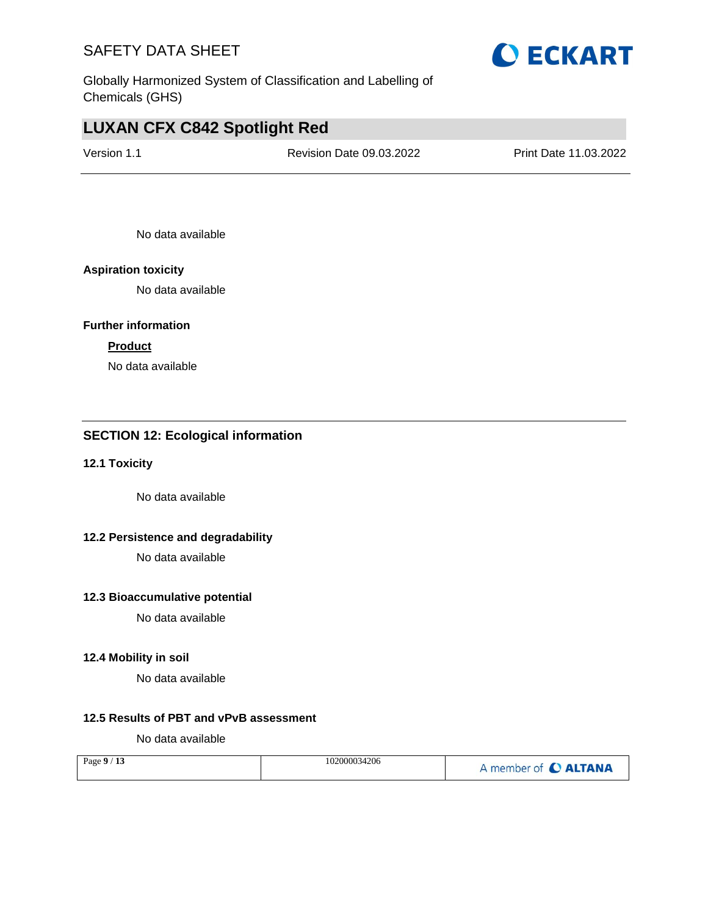No data available

**Aspiration toxicity**

No data available

**Further information**

**Product**

No data available

## SECTION 12: Ecological information

### 12.1 Toxicity

No data available

### 12.2 Persistence and degradability

No data available

### 12.3 Bioaccumulative potential

No data available

### 12.4 Mobility in soil

No data available

### 12.5 Results of PBT and vPvB assessment

No data available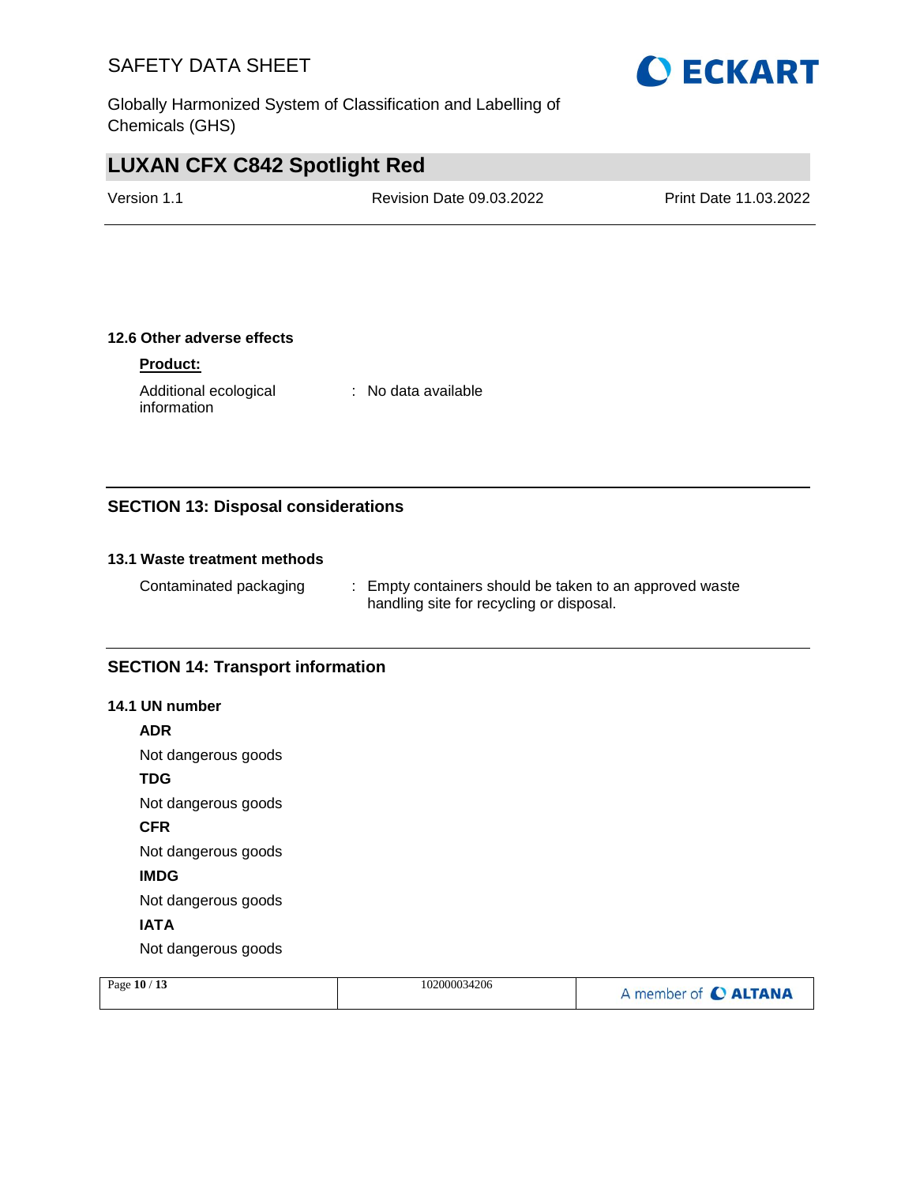### 12.6 Other adverse effects

**Product:**

| | |
|---|---|
| Additional ecological information | : No data available |

## SECTION 13: Disposal considerations

### 13.1 Waste treatment methods

| | |
|---|---|
| Contaminated packaging | : Empty containers should be taken to an approved waste handling site for recycling or disposal. |

## SECTION 14: Transport information

### 14.1 UN number

**ADR**

Not dangerous goods

**TDG**

Not dangerous goods

**CFR**

Not dangerous goods

**IMDG**

Not dangerous goods

**IATA**

Not dangerous goods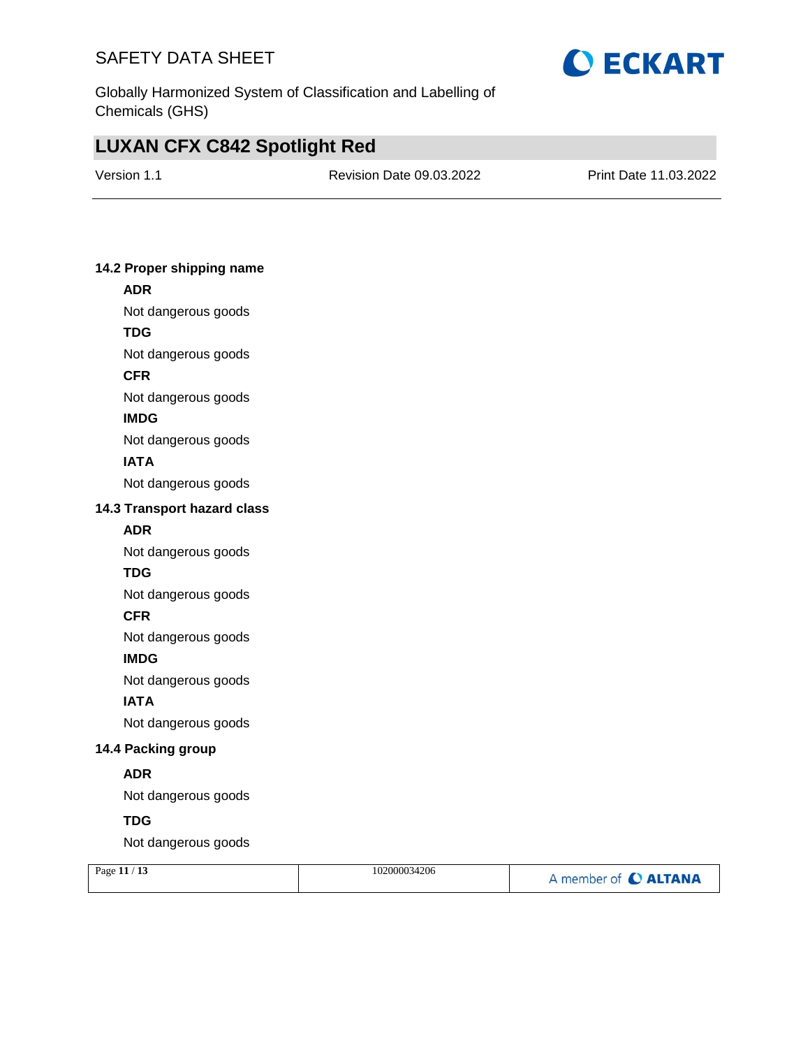### 14.2 Proper shipping name

**ADR**

Not dangerous goods

**TDG**

Not dangerous goods

**CFR**

Not dangerous goods

**IMDG**

Not dangerous goods

**IATA**

Not dangerous goods

### 14.3 Transport hazard class

**ADR**

Not dangerous goods

**TDG**

Not dangerous goods

**CFR**

Not dangerous goods

**IMDG**

Not dangerous goods

**IATA**

Not dangerous goods

### 14.4 Packing group

**ADR**

Not dangerous goods

**TDG**

Not dangerous goods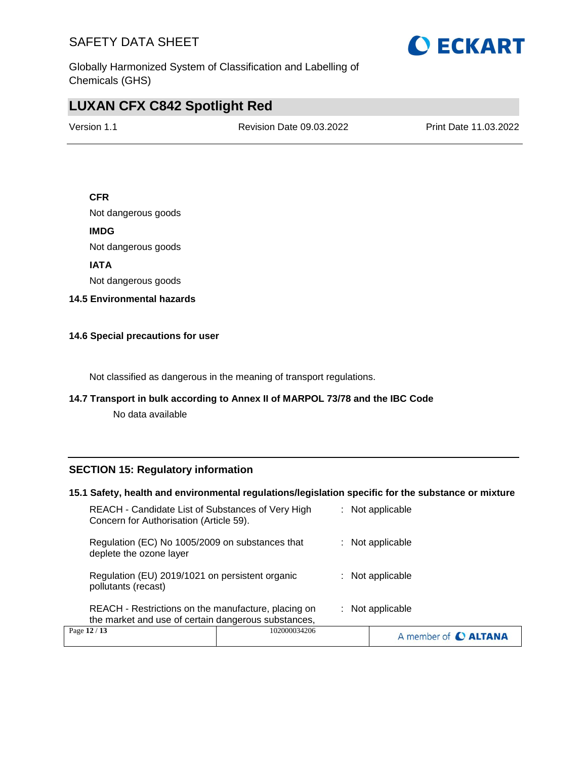**CFR**

Not dangerous goods

**IMDG**

Not dangerous goods

**IATA**

Not dangerous goods

**14.5 Environmental hazards**

**14.6 Special precautions for user**

Not classified as dangerous in the meaning of transport regulations.

**14.7 Transport in bulk according to Annex II of MARPOL 73/78 and the IBC Code**

No data available

## SECTION 15: Regulatory information

**15.1 Safety, health and environmental regulations/legislation specific for the substance or mixture**

| | | |
|---|---|---|
| REACH - Candidate List of Substances of Very High Concern for Authorisation (Article 59). | : | Not applicable |
| Regulation (EC) No 1005/2009 on substances that deplete the ozone layer | : | Not applicable |
| Regulation (EU) 2019/1021 on persistent organic pollutants (recast) | : | Not applicable |
| REACH - Restrictions on the manufacture, placing on the market and use of certain dangerous substances, | : | Not applicable |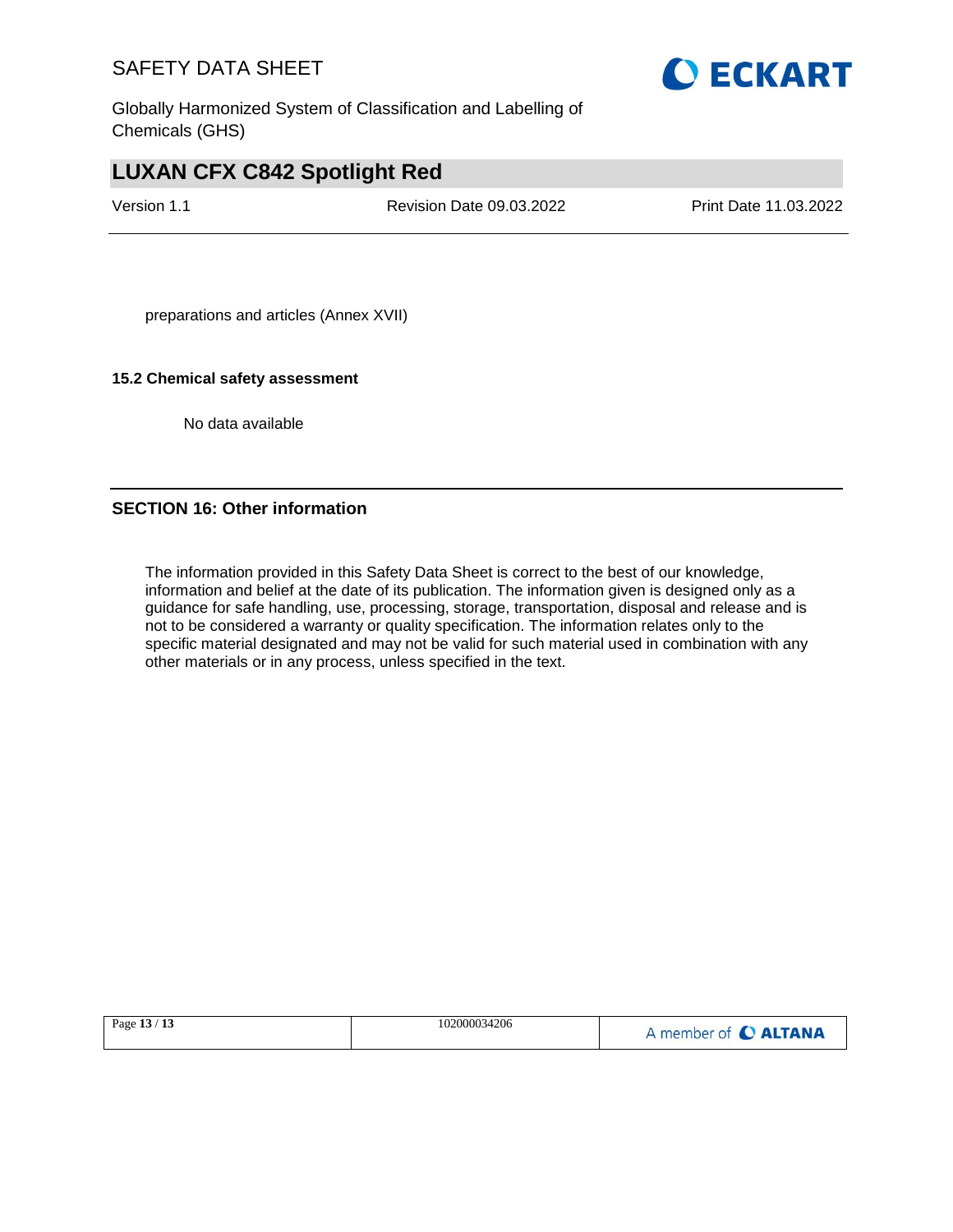preparations and articles (Annex XVII)

### 15.2 Chemical safety assessment

No data available

## SECTION 16: Other information

The information provided in this Safety Data Sheet is correct to the best of our knowledge, information and belief at the date of its publication. The information given is designed only as a guidance for safe handling, use, processing, storage, transportation, disposal and release and is not to be considered a warranty or quality specification. The information relates only to the specific material designated and may not be valid for such material used in combination with any other materials or in any process, unless specified in the text.